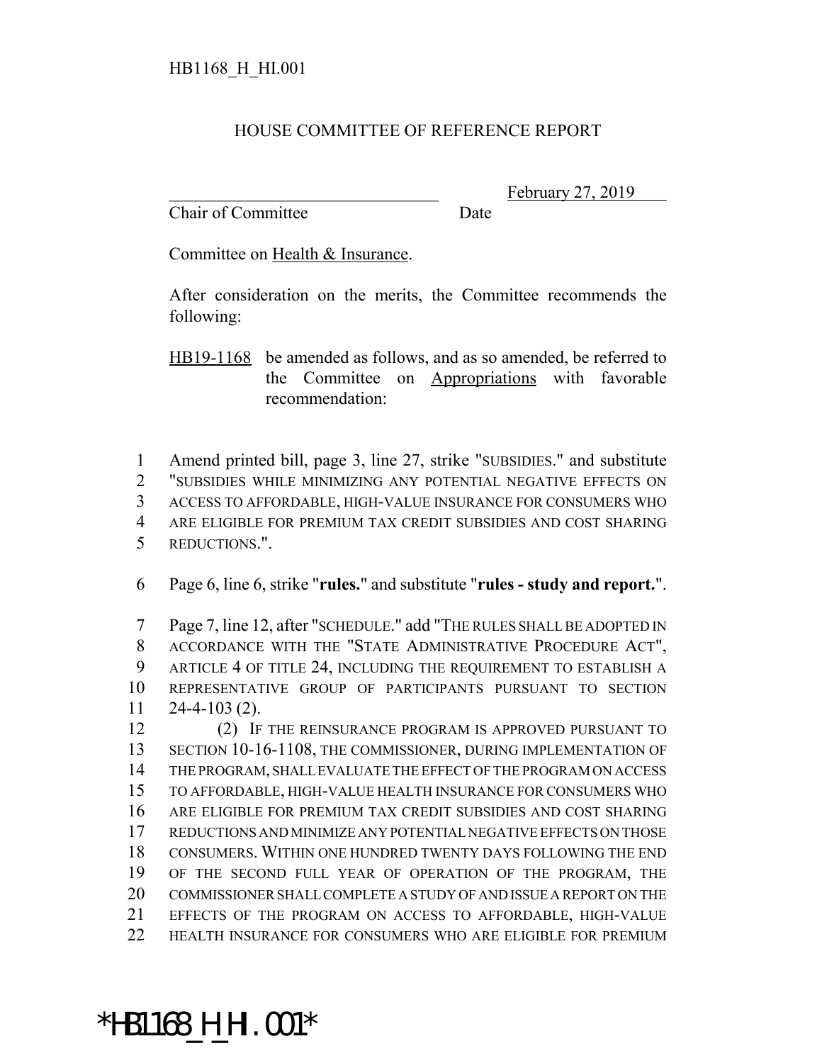HB1168_H_HI.001

HOUSE COMMITTEE OF REFERENCE REPORT

________________________________ February 27, 2019
Chair of Committee Date

Committee on Health & Insurance.

After consideration on the merits, the Committee recommends the following:

HB19-1168 be amended as follows, and as so amended, be referred to the Committee on Appropriations with favorable recommendation:

1 Amend printed bill, page 3, line 27, strike "SUBSIDIES." and substitute
2 "SUBSIDIES WHILE MINIMIZING ANY POTENTIAL NEGATIVE EFFECTS ON
3 ACCESS TO AFFORDABLE, HIGH-VALUE INSURANCE FOR CONSUMERS WHO
4 ARE ELIGIBLE FOR PREMIUM TAX CREDIT SUBSIDIES AND COST SHARING
5 REDUCTIONS.".

6 Page 6, line 6, strike "**rules.**" and substitute "**rules - study and report.**".

7 Page 7, line 12, after "SCHEDULE." add "THE RULES SHALL BE ADOPTED IN
8 ACCORDANCE WITH THE "STATE ADMINISTRATIVE PROCEDURE ACT",
9 ARTICLE 4 OF TITLE 24, INCLUDING THE REQUIREMENT TO ESTABLISH A
10 REPRESENTATIVE GROUP OF PARTICIPANTS PURSUANT TO SECTION
11 24-4-103 (2).
12 (2) IF THE REINSURANCE PROGRAM IS APPROVED PURSUANT TO
13 SECTION 10-16-1108, THE COMMISSIONER, DURING IMPLEMENTATION OF
14 THE PROGRAM, SHALL EVALUATE THE EFFECT OF THE PROGRAM ON ACCESS
15 TO AFFORDABLE, HIGH-VALUE HEALTH INSURANCE FOR CONSUMERS WHO
16 ARE ELIGIBLE FOR PREMIUM TAX CREDIT SUBSIDIES AND COST SHARING
17 REDUCTIONS AND MINIMIZE ANY POTENTIAL NEGATIVE EFFECTS ON THOSE
18 CONSUMERS. WITHIN ONE HUNDRED TWENTY DAYS FOLLOWING THE END
19 OF THE SECOND FULL YEAR OF OPERATION OF THE PROGRAM, THE
20 COMMISSIONER SHALL COMPLETE A STUDY OF AND ISSUE A REPORT ON THE
21 EFFECTS OF THE PROGRAM ON ACCESS TO AFFORDABLE, HIGH-VALUE
22 HEALTH INSURANCE FOR CONSUMERS WHO ARE ELIGIBLE FOR PREMIUM

*HB1168_H_HI.001*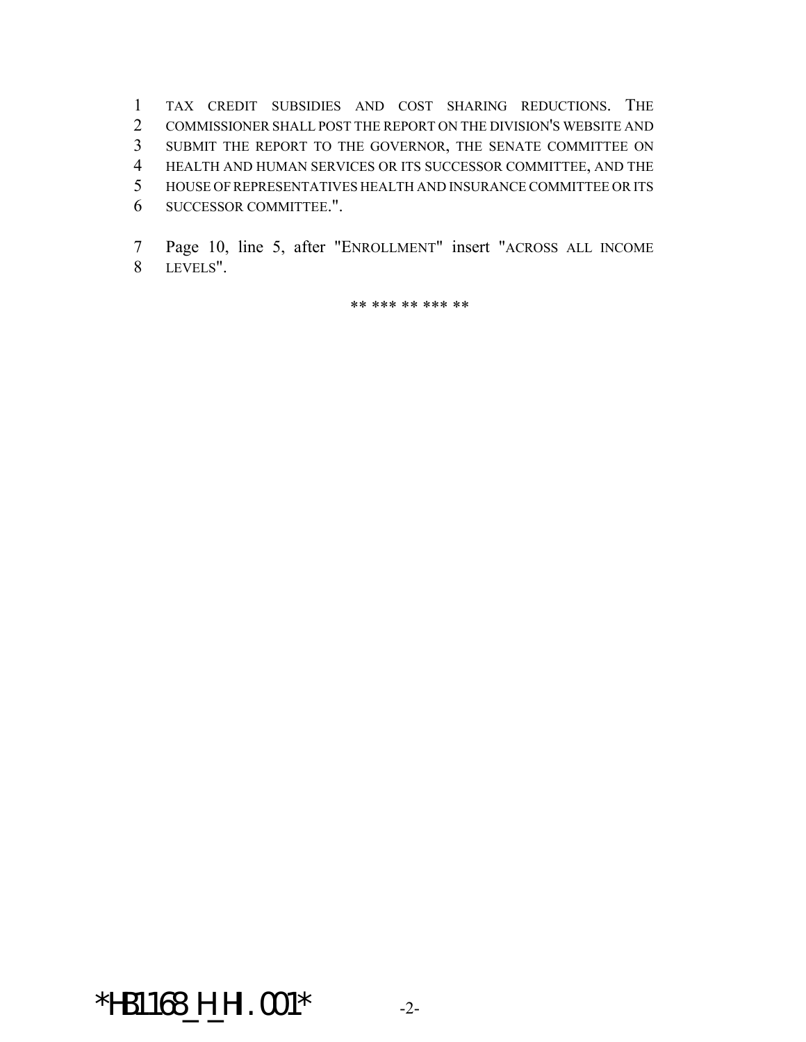1 TAX CREDIT SUBSIDIES AND COST SHARING REDUCTIONS. THE
2 COMMISSIONER SHALL POST THE REPORT ON THE DIVISION'S WEBSITE AND
3 SUBMIT THE REPORT TO THE GOVERNOR, THE SENATE COMMITTEE ON
4 HEALTH AND HUMAN SERVICES OR ITS SUCCESSOR COMMITTEE, AND THE
5 HOUSE OF REPRESENTATIVES HEALTH AND INSURANCE COMMITTEE OR ITS
6 SUCCESSOR COMMITTEE.".

7 Page 10, line 5, after "ENROLLMENT" insert "ACROSS ALL INCOME
8 LEVELS".

** *** ** *** **

*HB1168_H_HI.001*